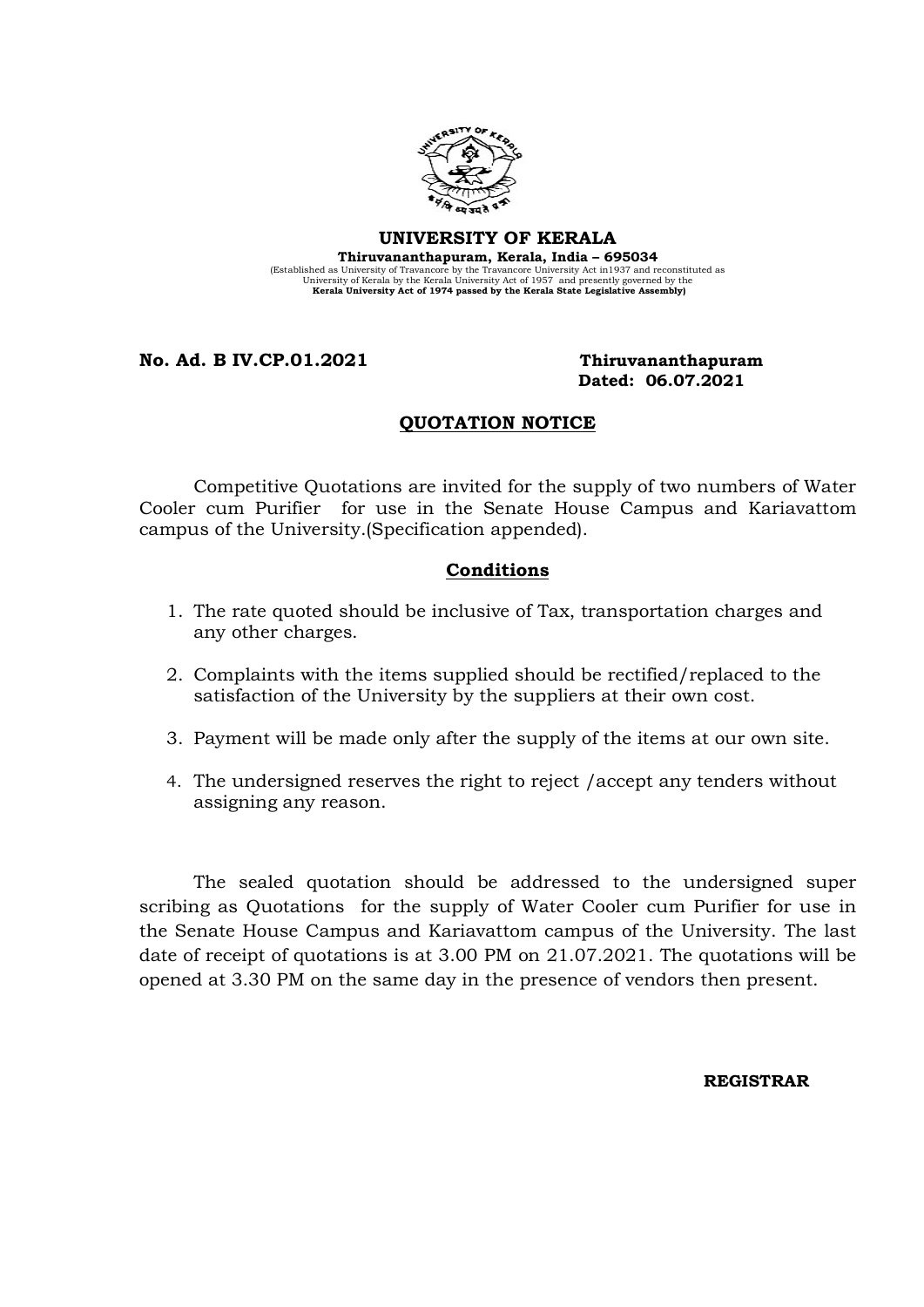# UNIVERSITY OF KERALA

**Thiruvananthapuram, Kerala, India – 695034**

(Established as University of Travancore by the Travancore University Act in1937 and reconstituted as University of Kerala by the Kerala University Act of 1957 and presently governed by the **Kerala University Act of 1974 passed by the Kerala State Legislative Assembly)**

**No. Ad. B IV.CP.01.2021** **Thiruvananthapuram**
**Dated: 06.07.2021**

## QUOTATION NOTICE

Competitive Quotations are invited for the supply of two numbers of Water Cooler cum Purifier for use in the Senate House Campus and Kariavattom campus of the University.(Specification appended).

### Conditions

1. The rate quoted should be inclusive of Tax, transportation charges and any other charges.
2. Complaints with the items supplied should be rectified/replaced to the satisfaction of the University by the suppliers at their own cost.
3. Payment will be made only after the supply of the items at our own site.
4. The undersigned reserves the right to reject /accept any tenders without assigning any reason.

The sealed quotation should be addressed to the undersigned super scribing as Quotations for the supply of Water Cooler cum Purifier for use in the Senate House Campus and Kariavattom campus of the University. The last date of receipt of quotations is at 3.00 PM on 21.07.2021. The quotations will be opened at 3.30 PM on the same day in the presence of vendors then present.

**REGISTRAR**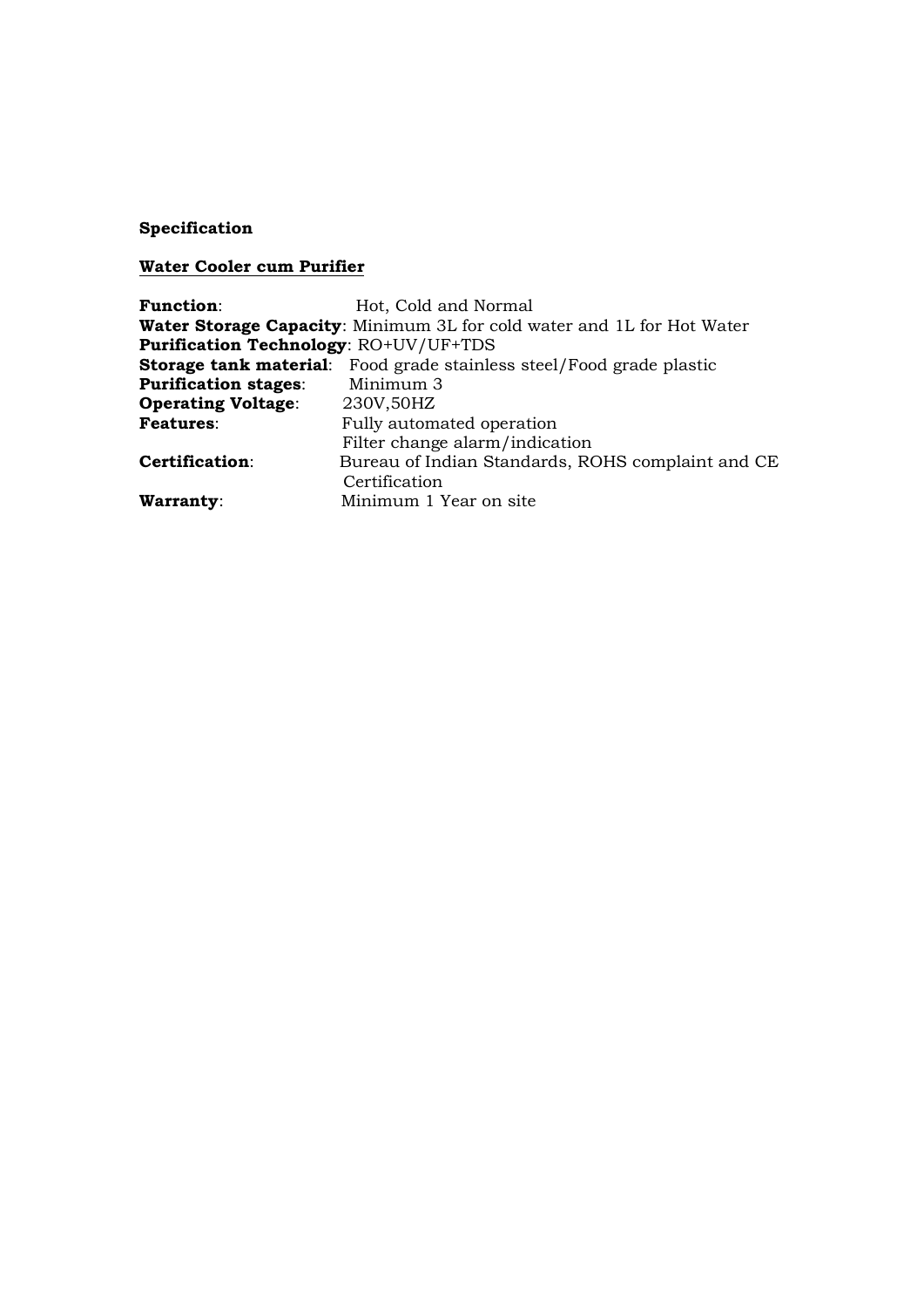**Specification**

**Water Cooler cum Purifier**

**Function**: Hot, Cold and Normal
**Water Storage Capacity**: Minimum 3L for cold water and 1L for Hot Water
**Purification Technology**: RO+UV/UF+TDS
**Storage tank material**: Food grade stainless steel/Food grade plastic
**Purification stages**: Minimum 3
**Operating Voltage**: 230V,50HZ
**Features**: Fully automated operation
Filter change alarm/indication
**Certification**: Bureau of Indian Standards, ROHS complaint and CE Certification
**Warranty**: Minimum 1 Year on site